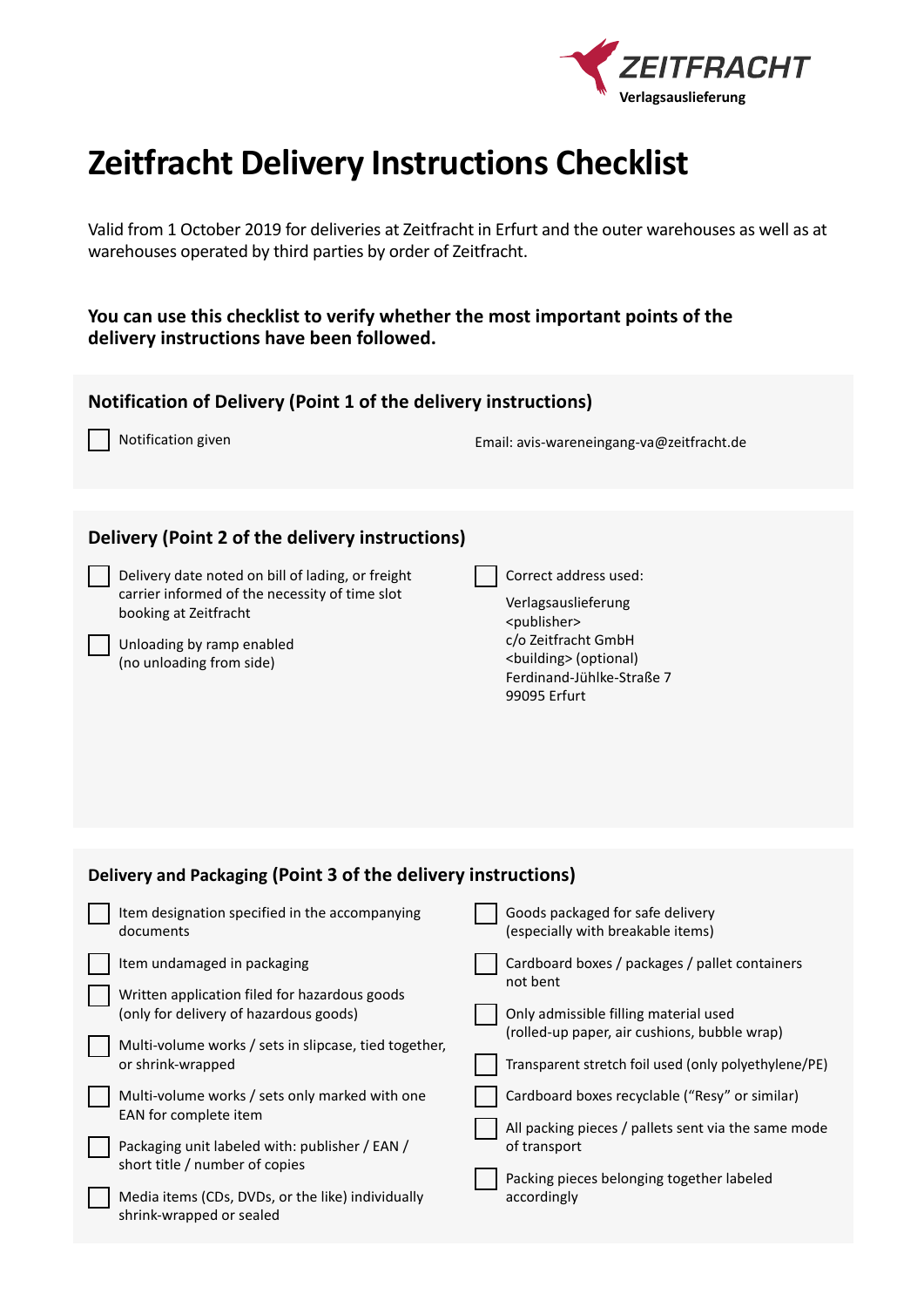ZEITFRACHT
Verlagsauslieferung

# Zeitfracht Delivery Instructions Checklist

Valid from 1 October 2019 for deliveries at Zeitfracht in Erfurt and the outer warehouses as well as at warehouses operated by third parties by order of Zeitfracht.

**You can use this checklist to verify whether the most important points of the delivery instructions have been followed.**

## Notification of Delivery (Point 1 of the delivery instructions)

- [ ] Notification given

Email: avis-wareneingang-va@zeitfracht.de

## Delivery (Point 2 of the delivery instructions)

- [ ] Delivery date noted on bill of lading, or freight carrier informed of the necessity of time slot booking at Zeitfracht
- [ ] Unloading by ramp enabled (no unloading from side)
- [ ] Correct address used:

Verlagsauslieferung
<publisher>
c/o Zeitfracht GmbH
<building> (optional)
Ferdinand-Jühlke-Straße 7
99095 Erfurt

## Delivery and Packaging (Point 3 of the delivery instructions)

- [ ] Item designation specified in the accompanying documents
- [ ] Item undamaged in packaging
- [ ] Written application filed for hazardous goods (only for delivery of hazardous goods)
- [ ] Multi-volume works / sets in slipcase, tied together, or shrink-wrapped
- [ ] Multi-volume works / sets only marked with one EAN for complete item
- [ ] Packaging unit labeled with: publisher / EAN / short title / number of copies
- [ ] Media items (CDs, DVDs, or the like) individually shrink-wrapped or sealed
- [ ] Goods packaged for safe delivery (especially with breakable items)
- [ ] Cardboard boxes / packages / pallet containers not bent
- [ ] Only admissible filling material used (rolled-up paper, air cushions, bubble wrap)
- [ ] Transparent stretch foil used (only polyethylene/PE)
- [ ] Cardboard boxes recyclable (“Resy” or similar)
- [ ] All packing pieces / pallets sent via the same mode of transport
- [ ] Packing pieces belonging together labeled accordingly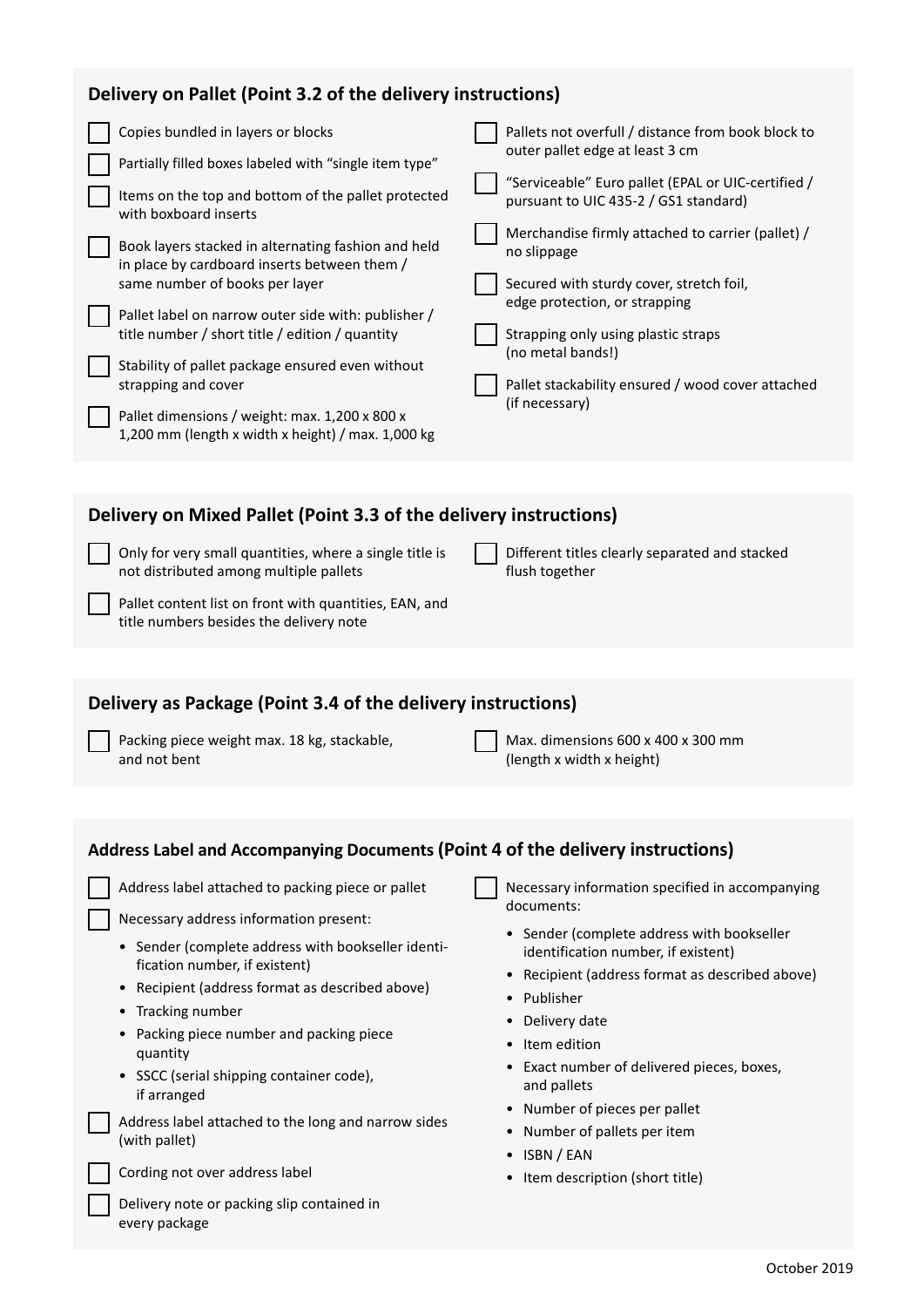## Delivery on Pallet (Point 3.2 of the delivery instructions)

- [ ] Copies bundled in layers or blocks
- [ ] Partially filled boxes labeled with "single item type"
- [ ] Items on the top and bottom of the pallet protected with boxboard inserts
- [ ] Book layers stacked in alternating fashion and held in place by cardboard inserts between them / same number of books per layer
- [ ] Pallet label on narrow outer side with: publisher / title number / short title / edition / quantity
- [ ] Stability of pallet package ensured even without strapping and cover
- [ ] Pallet dimensions / weight: max. 1,200 x 800 x 1,200 mm (length x width x height) / max. 1,000 kg
- [ ] Pallets not overfull / distance from book block to outer pallet edge at least 3 cm
- [ ] "Serviceable" Euro pallet (EPAL or UIC-certified / pursuant to UIC 435-2 / GS1 standard)
- [ ] Merchandise firmly attached to carrier (pallet) / no slippage
- [ ] Secured with sturdy cover, stretch foil, edge protection, or strapping
- [ ] Strapping only using plastic straps (no metal bands!)
- [ ] Pallet stackability ensured / wood cover attached (if necessary)

## Delivery on Mixed Pallet (Point 3.3 of the delivery instructions)

- [ ] Only for very small quantities, where a single title is not distributed among multiple pallets
- [ ] Pallet content list on front with quantities, EAN, and title numbers besides the delivery note
- [ ] Different titles clearly separated and stacked flush together

## Delivery as Package (Point 3.4 of the delivery instructions)

- [ ] Packing piece weight max. 18 kg, stackable, and not bent
- [ ] Max. dimensions 600 x 400 x 300 mm (length x width x height)

## Address Label and Accompanying Documents (Point 4 of the delivery instructions)

- [ ] Address label attached to packing piece or pallet
- [ ] Necessary address information present:
  - Sender (complete address with bookseller identification number, if existent)
  - Recipient (address format as described above)
  - Tracking number
  - Packing piece number and packing piece quantity
  - SSCC (serial shipping container code), if arranged
- [ ] Address label attached to the long and narrow sides (with pallet)
- [ ] Cording not over address label
- [ ] Delivery note or packing slip contained in every package
- [ ] Necessary information specified in accompanying documents:
  - Sender (complete address with bookseller identification number, if existent)
  - Recipient (address format as described above)
  - Publisher
  - Delivery date
  - Item edition
  - Exact number of delivered pieces, boxes, and pallets
  - Number of pieces per pallet
  - Number of pallets per item
  - ISBN / EAN
  - Item description (short title)

October 2019